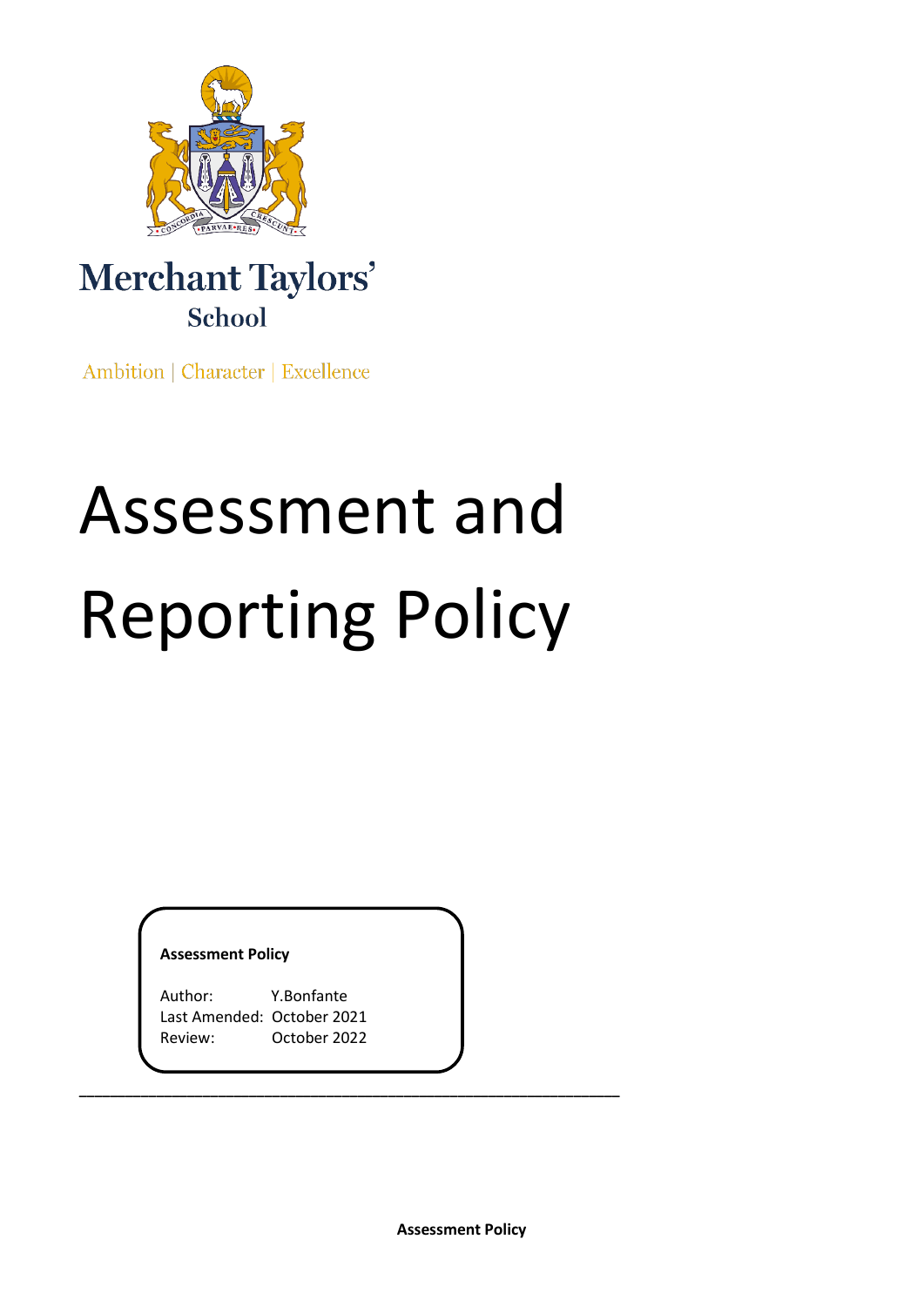Merchant Taylors'
School

Ambition | Character | Excellence

# Assessment and Reporting Policy

**Assessment Policy**

Author: Y.Bonfante
Last Amended: October 2021
Review: October 2022

---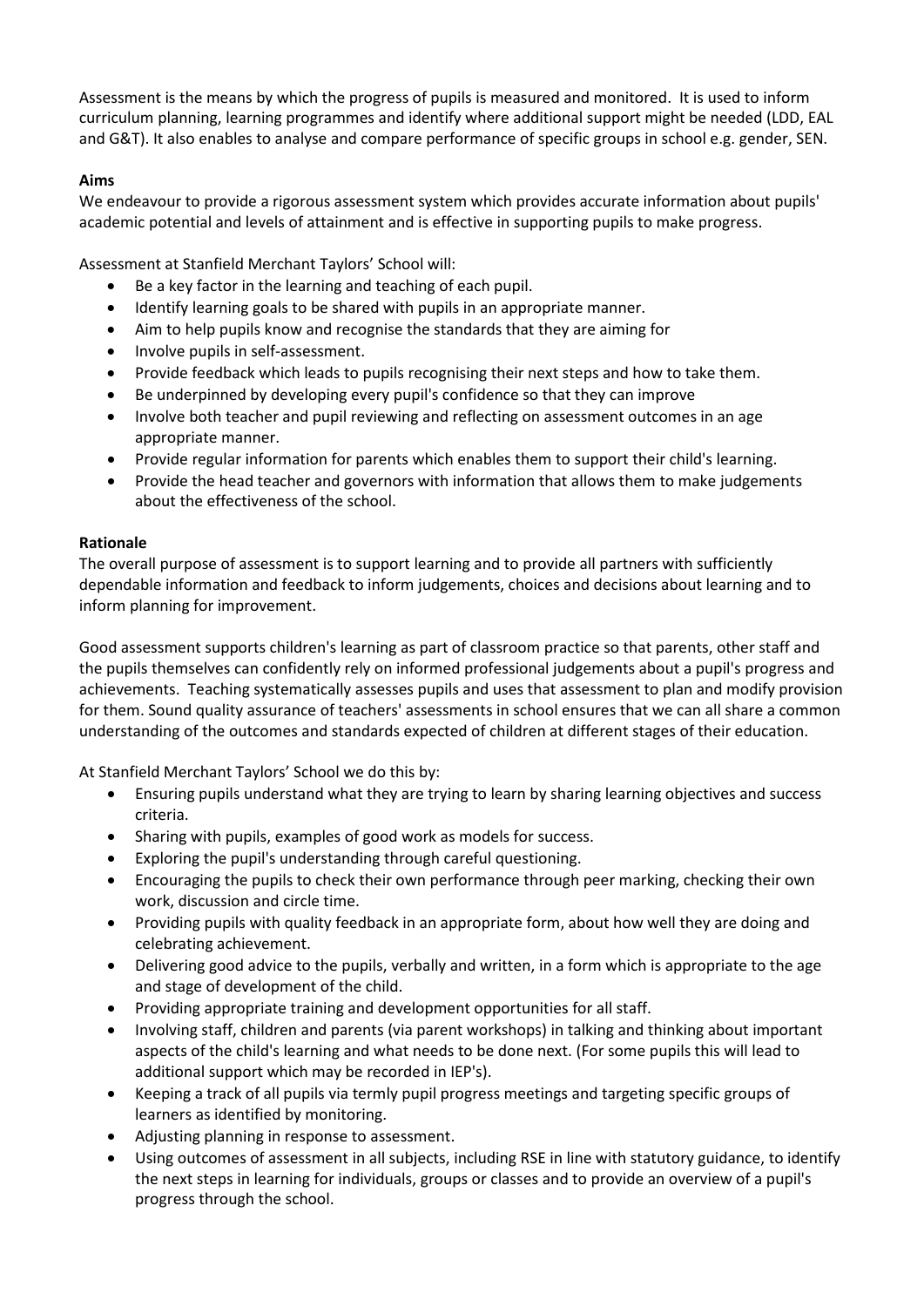Assessment is the means by which the progress of pupils is measured and monitored. It is used to inform curriculum planning, learning programmes and identify where additional support might be needed (LDD, EAL and G&T). It also enables to analyse and compare performance of specific groups in school e.g. gender, SEN.

**Aims**

We endeavour to provide a rigorous assessment system which provides accurate information about pupils' academic potential and levels of attainment and is effective in supporting pupils to make progress.

Assessment at Stanfield Merchant Taylors' School will:

- Be a key factor in the learning and teaching of each pupil.
- Identify learning goals to be shared with pupils in an appropriate manner.
- Aim to help pupils know and recognise the standards that they are aiming for
- Involve pupils in self-assessment.
- Provide feedback which leads to pupils recognising their next steps and how to take them.
- Be underpinned by developing every pupil's confidence so that they can improve
- Involve both teacher and pupil reviewing and reflecting on assessment outcomes in an age appropriate manner.
- Provide regular information for parents which enables them to support their child's learning.
- Provide the head teacher and governors with information that allows them to make judgements about the effectiveness of the school.

**Rationale**

The overall purpose of assessment is to support learning and to provide all partners with sufficiently dependable information and feedback to inform judgements, choices and decisions about learning and to inform planning for improvement.

Good assessment supports children's learning as part of classroom practice so that parents, other staff and the pupils themselves can confidently rely on informed professional judgements about a pupil's progress and achievements. Teaching systematically assesses pupils and uses that assessment to plan and modify provision for them. Sound quality assurance of teachers' assessments in school ensures that we can all share a common understanding of the outcomes and standards expected of children at different stages of their education.

At Stanfield Merchant Taylors' School we do this by:

- Ensuring pupils understand what they are trying to learn by sharing learning objectives and success criteria.
- Sharing with pupils, examples of good work as models for success.
- Exploring the pupil's understanding through careful questioning.
- Encouraging the pupils to check their own performance through peer marking, checking their own work, discussion and circle time.
- Providing pupils with quality feedback in an appropriate form, about how well they are doing and celebrating achievement.
- Delivering good advice to the pupils, verbally and written, in a form which is appropriate to the age and stage of development of the child.
- Providing appropriate training and development opportunities for all staff.
- Involving staff, children and parents (via parent workshops) in talking and thinking about important aspects of the child's learning and what needs to be done next. (For some pupils this will lead to additional support which may be recorded in IEP's).
- Keeping a track of all pupils via termly pupil progress meetings and targeting specific groups of learners as identified by monitoring.
- Adjusting planning in response to assessment.
- Using outcomes of assessment in all subjects, including RSE in line with statutory guidance, to identify the next steps in learning for individuals, groups or classes and to provide an overview of a pupil's progress through the school.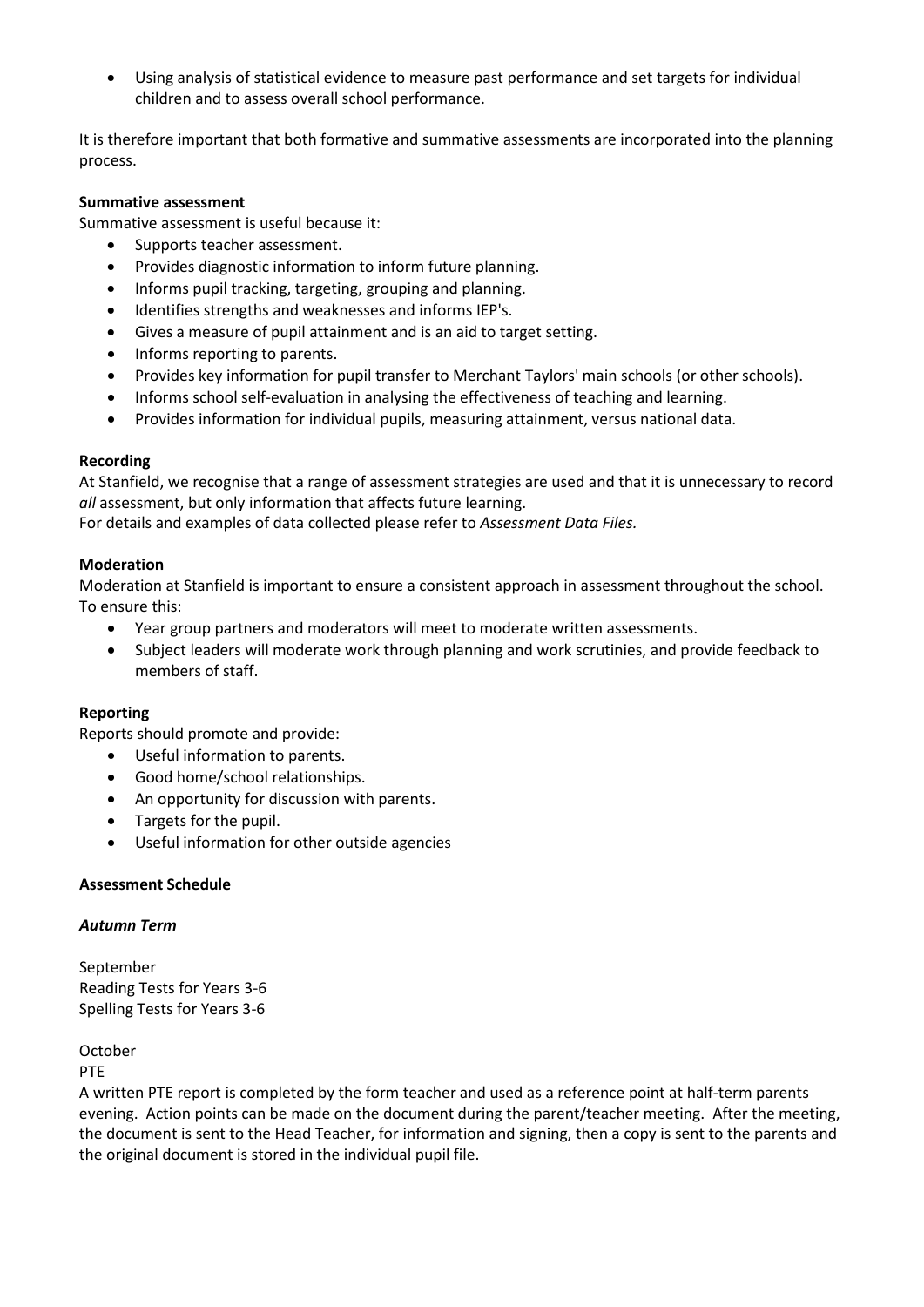- Using analysis of statistical evidence to measure past performance and set targets for individual children and to assess overall school performance.

It is therefore important that both formative and summative assessments are incorporated into the planning process.

**Summative assessment**

Summative assessment is useful because it:

- Supports teacher assessment.
- Provides diagnostic information to inform future planning.
- Informs pupil tracking, targeting, grouping and planning.
- Identifies strengths and weaknesses and informs IEP's.
- Gives a measure of pupil attainment and is an aid to target setting.
- Informs reporting to parents.
- Provides key information for pupil transfer to Merchant Taylors' main schools (or other schools).
- Informs school self-evaluation in analysing the effectiveness of teaching and learning.
- Provides information for individual pupils, measuring attainment, versus national data.

**Recording**

At Stanfield, we recognise that a range of assessment strategies are used and that it is unnecessary to record *all* assessment, but only information that affects future learning.

For details and examples of data collected please refer to *Assessment Data Files.*

**Moderation**

Moderation at Stanfield is important to ensure a consistent approach in assessment throughout the school. To ensure this:

- Year group partners and moderators will meet to moderate written assessments.
- Subject leaders will moderate work through planning and work scrutinies, and provide feedback to members of staff.

**Reporting**

Reports should promote and provide:

- Useful information to parents.
- Good home/school relationships.
- An opportunity for discussion with parents.
- Targets for the pupil.
- Useful information for other outside agencies

**Assessment Schedule**

***Autumn Term***

September
Reading Tests for Years 3-6
Spelling Tests for Years 3-6

October
PTE
A written PTE report is completed by the form teacher and used as a reference point at half-term parents evening. Action points can be made on the document during the parent/teacher meeting. After the meeting, the document is sent to the Head Teacher, for information and signing, then a copy is sent to the parents and the original document is stored in the individual pupil file.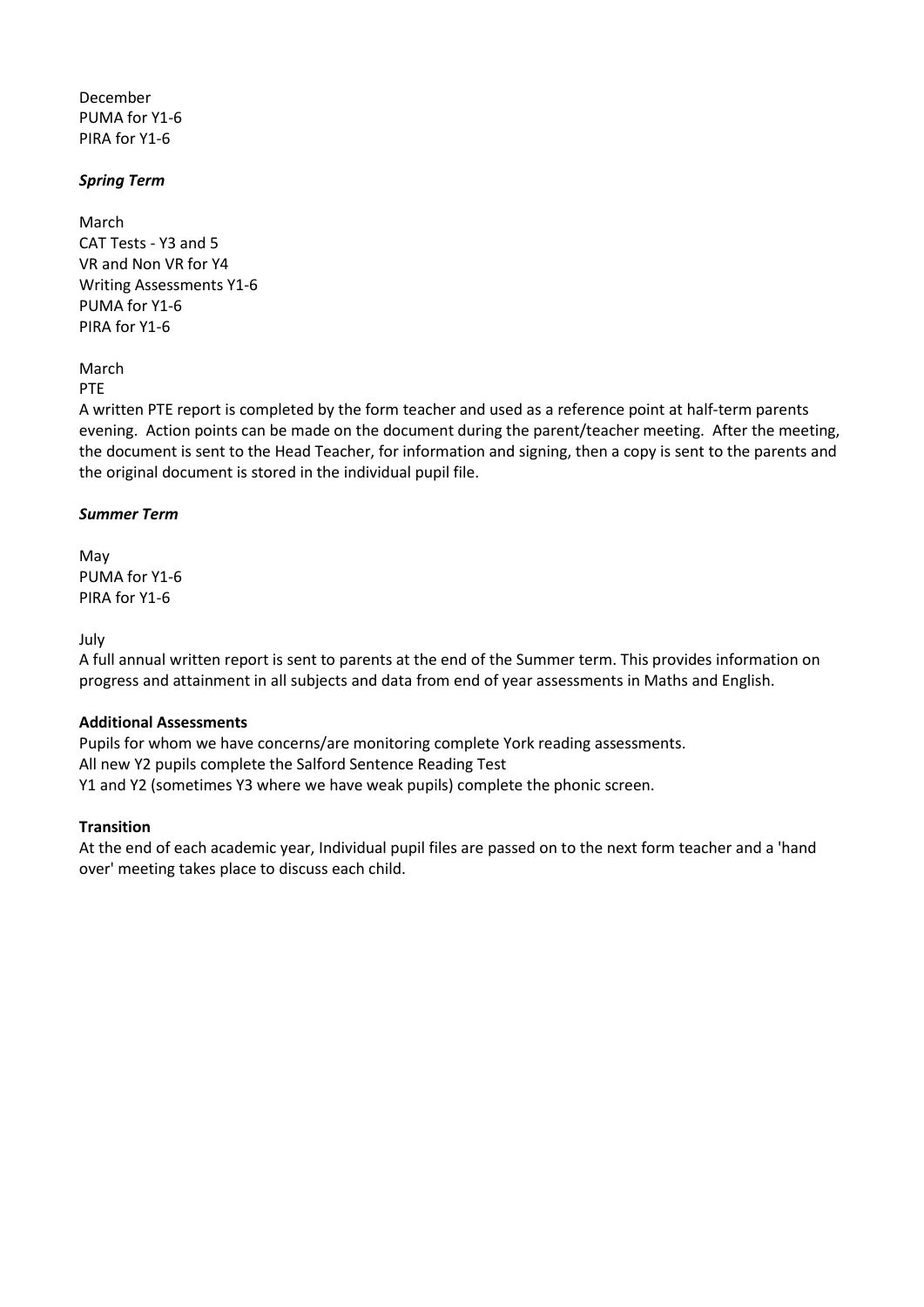December
PUMA for Y1-6
PIRA for Y1-6

***Spring Term***

March
CAT Tests - Y3 and 5
VR and Non VR for Y4
Writing Assessments Y1-6
PUMA for Y1-6
PIRA for Y1-6

March
PTE
A written PTE report is completed by the form teacher and used as a reference point at half-term parents evening. Action points can be made on the document during the parent/teacher meeting. After the meeting, the document is sent to the Head Teacher, for information and signing, then a copy is sent to the parents and the original document is stored in the individual pupil file.

***Summer Term***

May
PUMA for Y1-6
PIRA for Y1-6

July
A full annual written report is sent to parents at the end of the Summer term. This provides information on progress and attainment in all subjects and data from end of year assessments in Maths and English.

**Additional Assessments**
Pupils for whom we have concerns/are monitoring complete York reading assessments.
All new Y2 pupils complete the Salford Sentence Reading Test
Y1 and Y2 (sometimes Y3 where we have weak pupils) complete the phonic screen.

**Transition**
At the end of each academic year, Individual pupil files are passed on to the next form teacher and a 'hand over' meeting takes place to discuss each child.